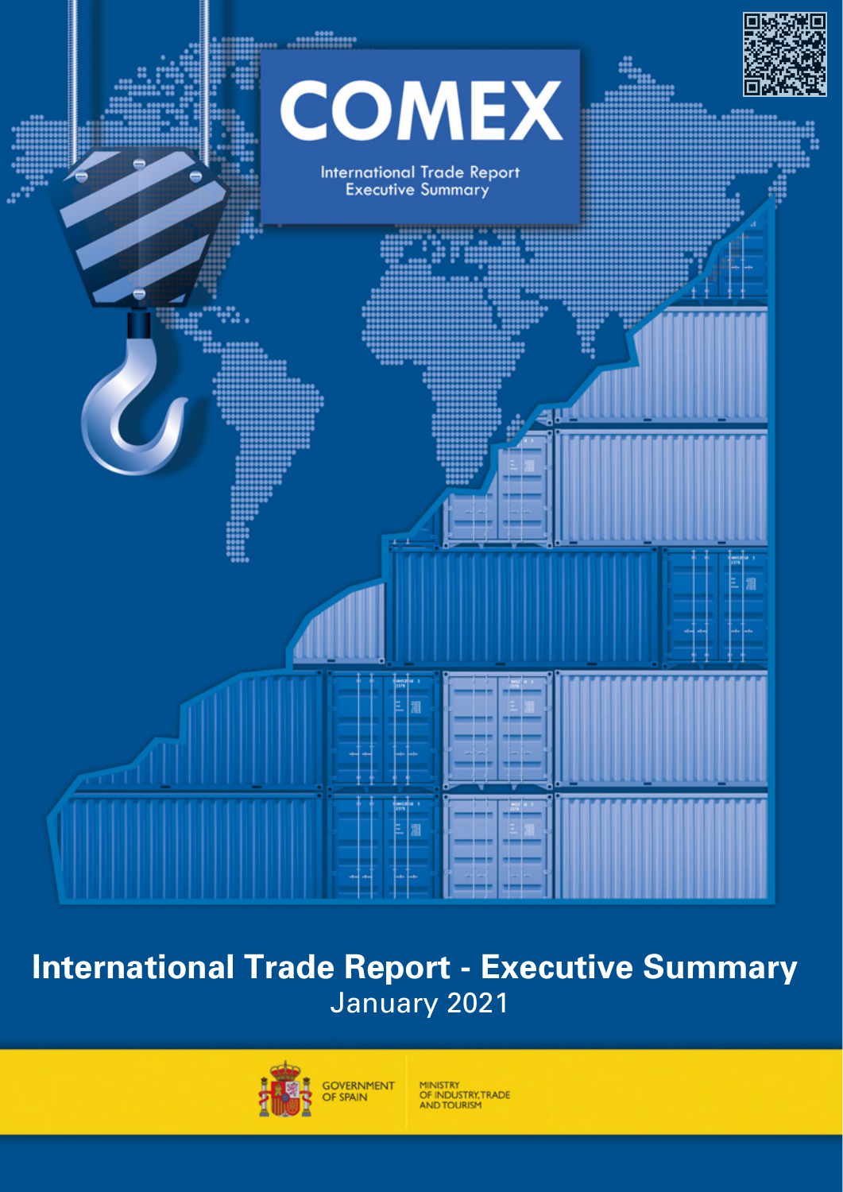# COMEX

International Trade Report
Executive Summary

# International Trade Report - Executive Summary

January 2021

GOVERNMENT OF SPAIN

MINISTRY OF INDUSTRY, TRADE AND TOURISM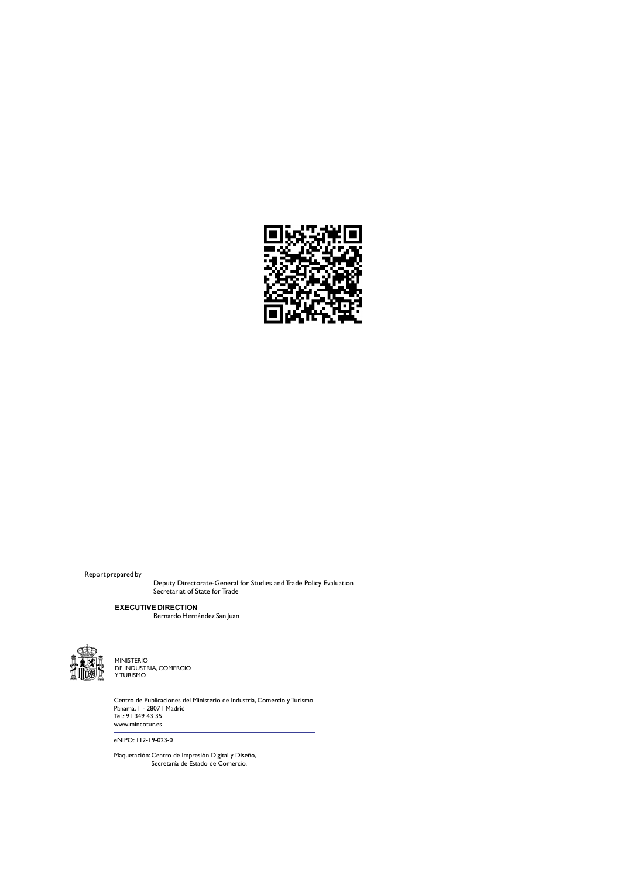Report prepared by

Deputy Directorate-General for Studies and Trade Policy Evaluation
Secretariat of State for Trade

**EXECUTIVE DIRECTION**
Bernardo Hernández San Juan

MINISTERIO
DE INDUSTRIA, COMERCIO
Y TURISMO

Centro de Publicaciones del Ministerio de Industria, Comercio y Turismo
Panamá, 1 - 28071 Madrid
Tel.: 91 349 43 35
www.mincotur.es

eNIPO: 112-19-023-0

Maquetación: Centro de Impresión Digital y Diseño,
Secretaría de Estado de Comercio.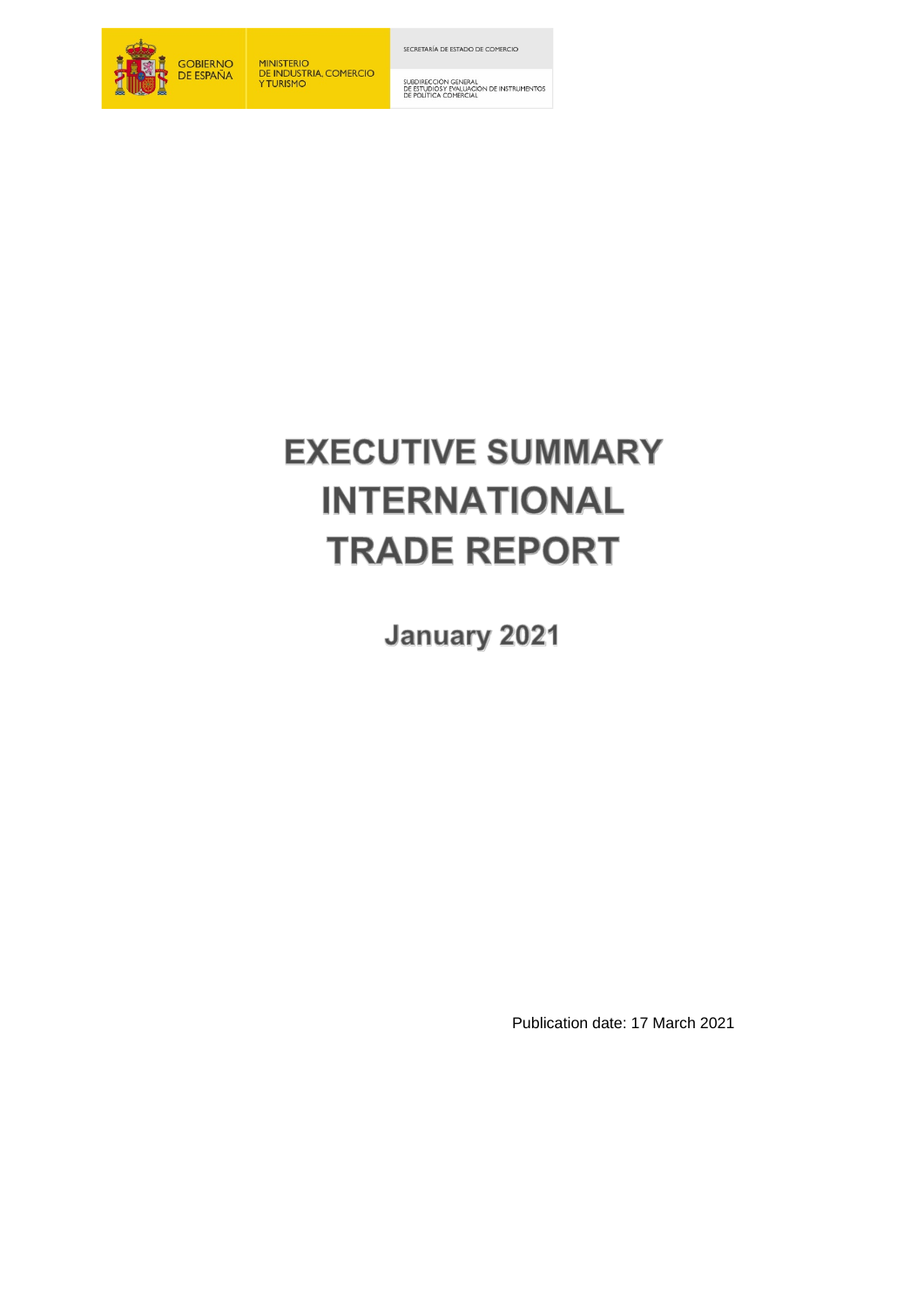GOBIERNO DE ESPAÑA

MINISTERIO DE INDUSTRIA, COMERCIO Y TURISMO

SECRETARÍA DE ESTADO DE COMERCIO

SUBDIRECCIÓN GENERAL DE ESTUDIOS Y EVALUACIÓN DE INSTRUMENTOS DE POLÍTICA COMERCIAL

# EXECUTIVE SUMMARY INTERNATIONAL TRADE REPORT

## January 2021

Publication date: 17 March 2021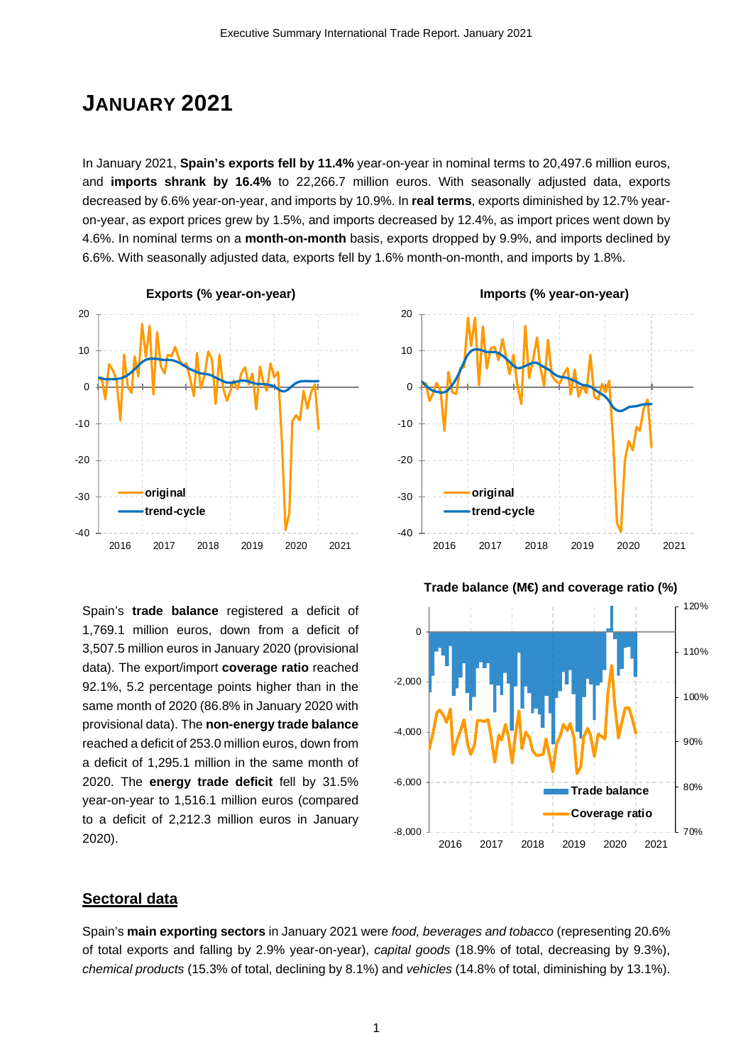# JANUARY 2021

In January 2021, **Spain's exports fell by 11.4%** year-on-year in nominal terms to 20,497.6 million euros, and **imports shrank by 16.4%** to 22,266.7 million euros. With seasonally adjusted data, exports decreased by 6.6% year-on-year, and imports by 10.9%. In **real terms**, exports diminished by 12.7% year-on-year, as export prices grew by 1.5%, and imports decreased by 12.4%, as import prices went down by 4.6%. In nominal terms on a **month-on-month** basis, exports dropped by 9.9%, and imports declined by 6.6%. With seasonally adjusted data, exports fell by 1.6% month-on-month, and imports by 1.8%.

**Exports (% year-on-year)**

**Imports (% year-on-year)**

**Trade balance (M€) and coverage ratio (%)**

Spain's **trade balance** registered a deficit of 1,769.1 million euros, down from a deficit of 3,507.5 million euros in January 2020 (provisional data). The export/import **coverage ratio** reached 92.1%, 5.2 percentage points higher than in the same month of 2020 (86.8% in January 2020 with provisional data). The **non-energy trade balance** reached a deficit of 253.0 million euros, down from a deficit of 1,295.1 million in the same month of 2020. The **energy trade deficit** fell by 31.5% year-on-year to 1,516.1 million euros (compared to a deficit of 2,212.3 million euros in January 2020).

## Sectoral data

Spain's **main exporting sectors** in January 2021 were *food, beverages and tobacco* (representing 20.6% of total exports and falling by 2.9% year-on-year), *capital goods* (18.9% of total, decreasing by 9.3%), *chemical products* (15.3% of total, declining by 8.1%) and *vehicles* (14.8% of total, diminishing by 13.1%).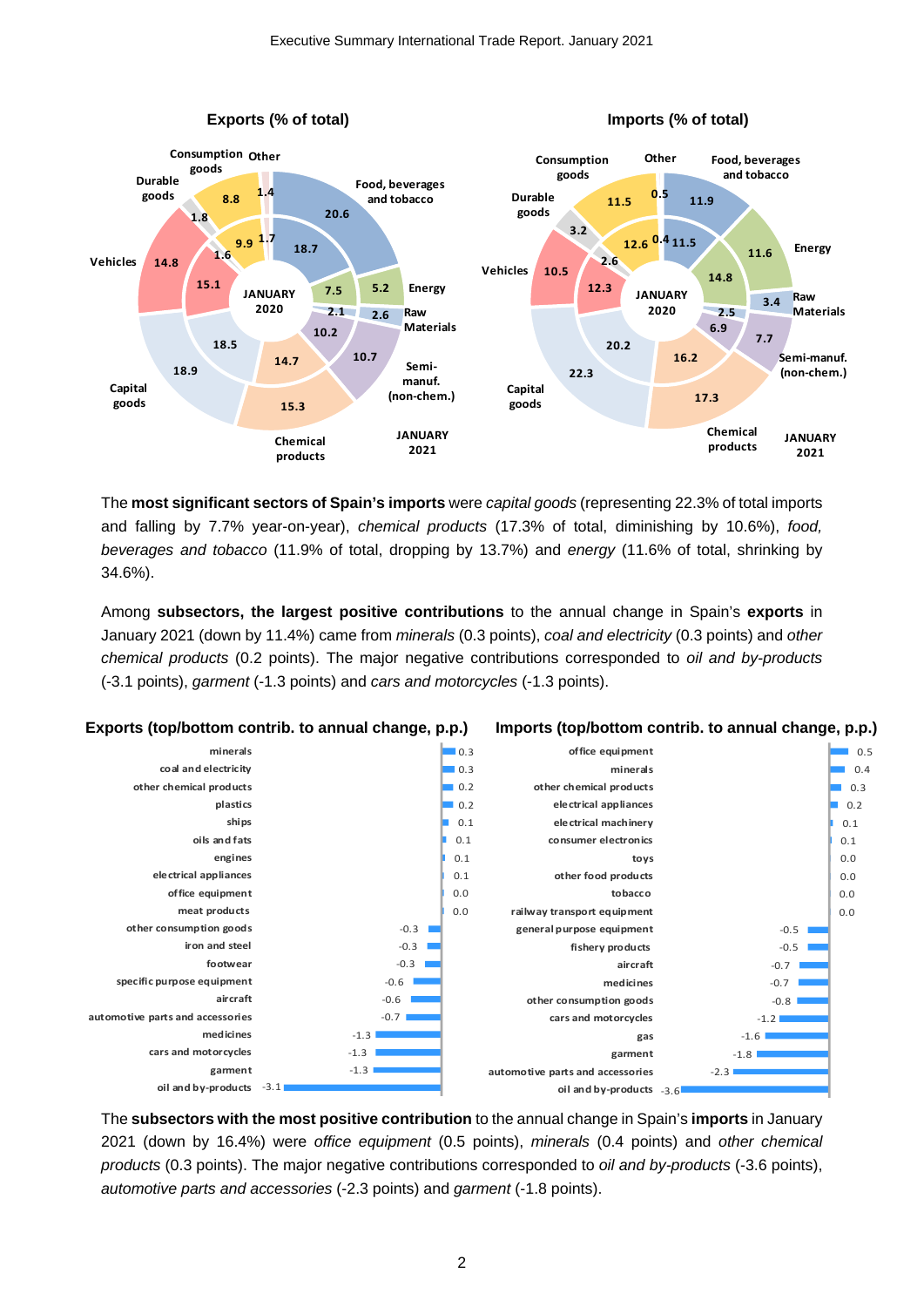**Exports (% of total)**

| Sector | JANUARY 2020 | JANUARY 2021 |
|---|---|---|
| Food, beverages and tobacco | 18.7 | 20.6 |
| Energy | 7.5 | 5.2 |
| Raw Materials | 2.1 | 2.6 |
| Semi-manuf. (non-chem.) | 10.2 | 10.7 |
| Chemical products | 14.7 | 15.3 |
| Capital goods | 18.5 | 18.9 |
| Vehicles | 15.1 | 14.8 |
| Durable goods | 1.6 | 1.8 |
| Consumption goods | 9.9 | 8.8 |
| Other | 1.7 | 1.4 |

**Imports (% of total)**

| Sector | JANUARY 2020 | JANUARY 2021 |
|---|---|---|
| Food, beverages and tobacco | 11.5 | 11.9 |
| Energy | 14.8 | 11.6 |
| Raw Materials | 2.5 | 3.4 |
| Semi-manuf. (non-chem.) | 6.9 | 7.7 |
| Chemical products | 16.2 | 17.3 |
| Capital goods | 20.2 | 22.3 |
| Vehicles | 12.3 | 10.5 |
| Durable goods | 2.6 | 3.2 |
| Consumption goods | 12.6 | 11.5 |
| Other | 0.4 | 0.5 |

The **most significant sectors of Spain's imports** were *capital goods* (representing 22.3% of total imports and falling by 7.7% year-on-year), *chemical products* (17.3% of total, diminishing by 10.6%), *food, beverages and tobacco* (11.9% of total, dropping by 13.7%) and *energy* (11.6% of total, shrinking by 34.6%).

Among **subsectors, the largest positive contributions** to the annual change in Spain's **exports** in January 2021 (down by 11.4%) came from *minerals* (0.3 points), *coal and electricity* (0.3 points) and *other chemical products* (0.2 points). The major negative contributions corresponded to *oil and by-products* (-3.1 points), *garment* (-1.3 points) and *cars and motorcycles* (-1.3 points).

**Exports (top/bottom contrib. to annual change, p.p.)**

| Subsector | p.p. |
|---|---|
| minerals | 0.3 |
| coal and electricity | 0.3 |
| other chemical products | 0.2 |
| plastics | 0.2 |
| ships | 0.1 |
| oils and fats | 0.1 |
| engines | 0.1 |
| electrical appliances | 0.1 |
| office equipment | 0.0 |
| meat products | 0.0 |
| other consumption goods | -0.3 |
| iron and steel | -0.3 |
| footwear | -0.3 |
| specific purpose equipment | -0.6 |
| aircraft | -0.6 |
| automotive parts and accessories | -0.7 |
| medicines | -1.3 |
| cars and motorcycles | -1.3 |
| garment | -1.3 |
| oil and by-products | -3.1 |

**Imports (top/bottom contrib. to annual change, p.p.)**

| Subsector | p.p. |
|---|---|
| office equipment | 0.5 |
| minerals | 0.4 |
| other chemical products | 0.3 |
| electrical appliances | 0.2 |
| electrical machinery | 0.1 |
| consumer electronics | 0.1 |
| toys | 0.0 |
| other food products | 0.0 |
| tobacco | 0.0 |
| railway transport equipment | 0.0 |
| general purpose equipment | -0.5 |
| fishery products | -0.5 |
| aircraft | -0.7 |
| medicines | -0.7 |
| other consumption goods | -0.8 |
| cars and motorcycles | -1.2 |
| gas | -1.6 |
| garment | -1.8 |
| automotive parts and accessories | -2.3 |
| oil and by-products | -3.6 |

The **subsectors with the most positive contribution** to the annual change in Spain's **imports** in January 2021 (down by 16.4%) were *office equipment* (0.5 points), *minerals* (0.4 points) and *other chemical products* (0.3 points). The major negative contributions corresponded to *oil and by-products* (-3.6 points), *automotive parts and accessories* (-2.3 points) and *garment* (-1.8 points).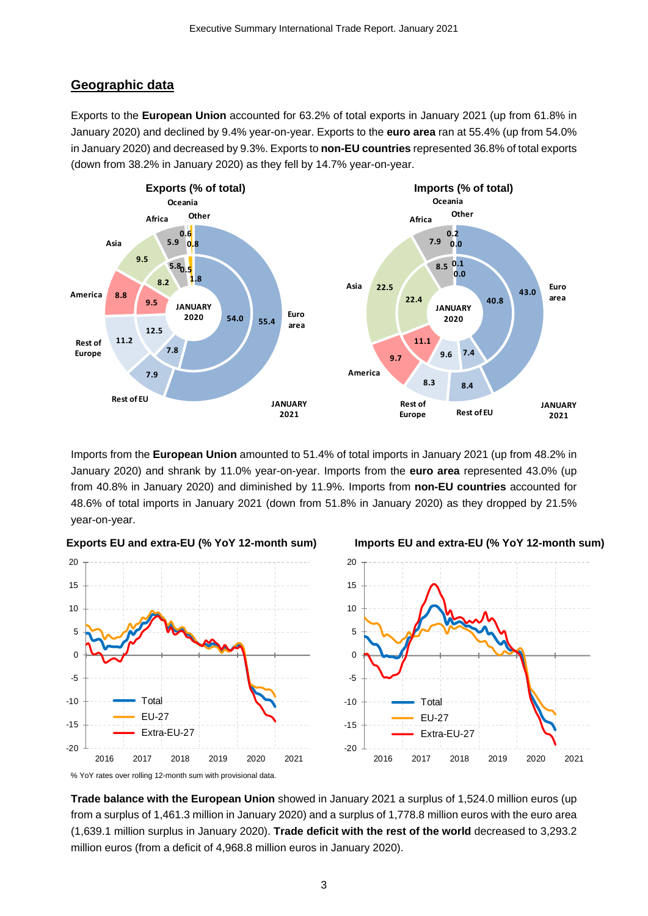## Geographic data

Exports to the **European Union** accounted for 63.2% of total exports in January 2021 (up from 61.8% in January 2020) and declined by 9.4% year-on-year. Exports to the **euro area** ran at 55.4% (up from 54.0% in January 2020) and decreased by 9.3%. Exports to **non-EU countries** represented 36.8% of total exports (down from 38.2% in January 2020) as they fell by 14.7% year-on-year.

**Exports (% of total)**

| Region | January 2020 | January 2021 |
|---|---|---|
| Euro area | 54.0 | 55.4 |
| Rest of EU | 7.8 | 7.9 |
| Rest of Europe | 12.5 | 11.2 |
| America | 9.5 | 8.8 |
| Asia | 8.2 | 9.5 |
| Africa | 5.8 | 5.9 |
| Oceania | 0.5 | 0.6 |
| Other | 1.8 | 0.8 |

**Imports (% of total)**

| Region | January 2020 | January 2021 |
|---|---|---|
| Euro area | 40.8 | 43.0 |
| Rest of EU | 7.4 | 8.4 |
| Rest of Europe | 9.6 | 8.3 |
| America | 11.1 | 9.7 |
| Asia | 22.4 | 22.5 |
| Africa | 8.5 | 7.9 |
| Oceania | 0.1 | 0.2 |
| Other | 0.0 | 0.0 |

Imports from the **European Union** amounted to 51.4% of total imports in January 2021 (up from 48.2% in January 2020) and shrank by 11.0% year-on-year. Imports from the **euro area** represented 43.0% (up from 40.8% in January 2020) and diminished by 11.9%. Imports from **non-EU countries** accounted for 48.6% of total imports in January 2021 (down from 51.8% in January 2020) as they dropped by 21.5% year-on-year.

**Exports EU and extra-EU (% YoY 12-month sum)**

**Imports EU and extra-EU (% YoY 12-month sum)**

% YoY rates over rolling 12-month sum with provisional data.

**Trade balance with the European Union** showed in January 2021 a surplus of 1,524.0 million euros (up from a surplus of 1,461.3 million in January 2020) and a surplus of 1,778.8 million euros with the euro area (1,639.1 million surplus in January 2020). **Trade deficit with the rest of the world** decreased to 3,293.2 million euros (from a deficit of 4,968.8 million euros in January 2020).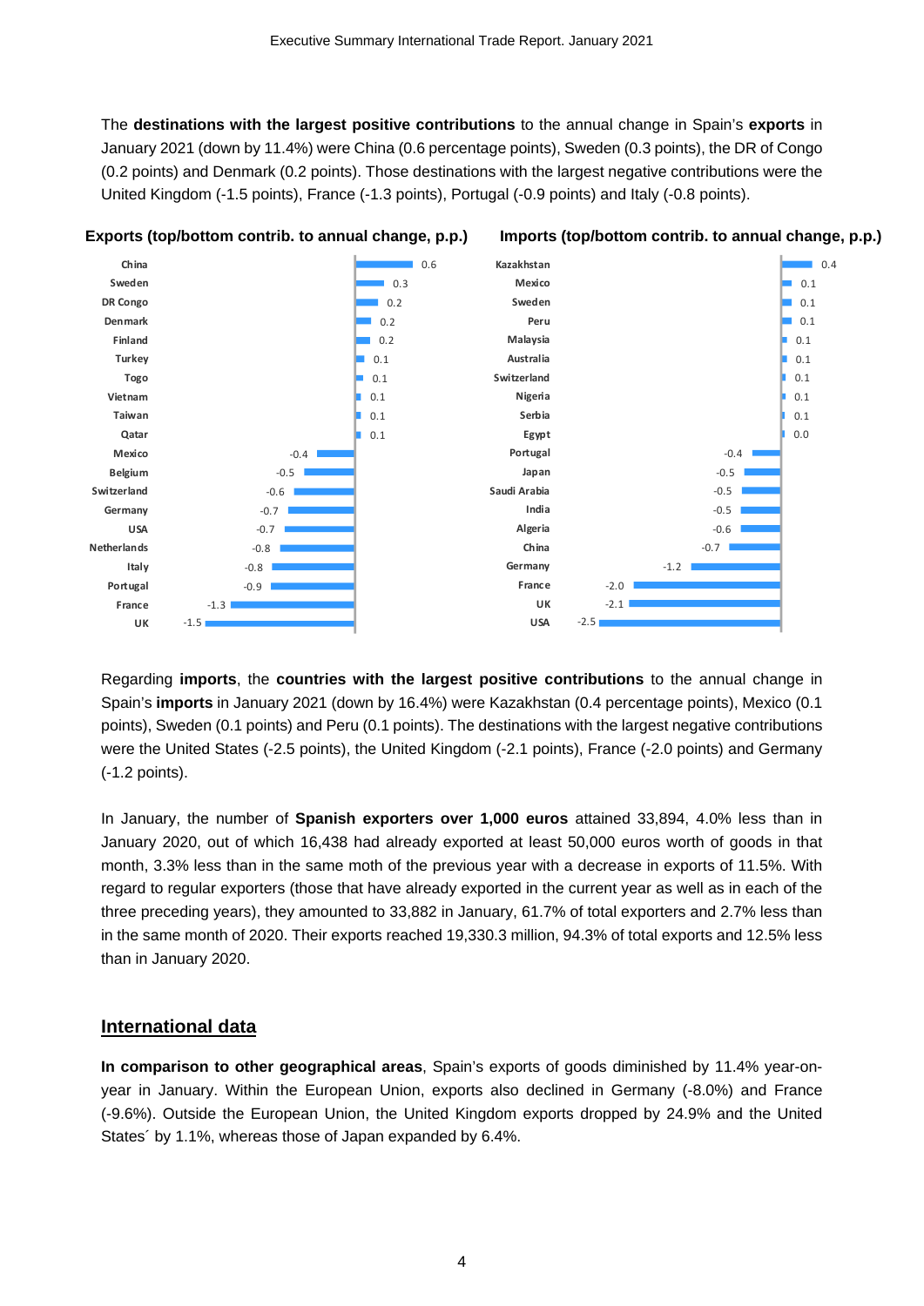The **destinations with the largest positive contributions** to the annual change in Spain's **exports** in January 2021 (down by 11.4%) were China (0.6 percentage points), Sweden (0.3 points), the DR of Congo (0.2 points) and Denmark (0.2 points). Those destinations with the largest negative contributions were the United Kingdom (-1.5 points), France (-1.3 points), Portugal (-0.9 points) and Italy (-0.8 points).

**Exports (top/bottom contrib. to annual change, p.p.)**

| Country | p.p. |
|---|---|
| China | 0.6 |
| Sweden | 0.3 |
| DR Congo | 0.2 |
| Denmark | 0.2 |
| Finland | 0.2 |
| Turkey | 0.1 |
| Togo | 0.1 |
| Vietnam | 0.1 |
| Taiwan | 0.1 |
| Qatar | 0.1 |
| Mexico | -0.4 |
| Belgium | -0.5 |
| Switzerland | -0.6 |
| Germany | -0.7 |
| USA | -0.7 |
| Netherlands | -0.8 |
| Italy | -0.8 |
| Portugal | -0.9 |
| France | -1.3 |
| UK | -1.5 |

**Imports (top/bottom contrib. to annual change, p.p.)**

| Country | p.p. |
|---|---|
| Kazakhstan | 0.4 |
| Mexico | 0.1 |
| Sweden | 0.1 |
| Peru | 0.1 |
| Malaysia | 0.1 |
| Australia | 0.1 |
| Switzerland | 0.1 |
| Nigeria | 0.1 |
| Serbia | 0.1 |
| Egypt | 0.0 |
| Portugal | -0.4 |
| Japan | -0.5 |
| Saudi Arabia | -0.5 |
| India | -0.5 |
| Algeria | -0.6 |
| China | -0.7 |
| Germany | -1.2 |
| France | -2.0 |
| UK | -2.1 |
| USA | -2.5 |

Regarding **imports**, the **countries with the largest positive contributions** to the annual change in Spain's **imports** in January 2021 (down by 16.4%) were Kazakhstan (0.4 percentage points), Mexico (0.1 points), Sweden (0.1 points) and Peru (0.1 points). The destinations with the largest negative contributions were the United States (-2.5 points), the United Kingdom (-2.1 points), France (-2.0 points) and Germany (-1.2 points).

In January, the number of **Spanish exporters over 1,000 euros** attained 33,894, 4.0% less than in January 2020, out of which 16,438 had already exported at least 50,000 euros worth of goods in that month, 3.3% less than in the same moth of the previous year with a decrease in exports of 11.5%. With regard to regular exporters (those that have already exported in the current year as well as in each of the three preceding years), they amounted to 33,882 in January, 61.7% of total exporters and 2.7% less than in the same month of 2020. Their exports reached 19,330.3 million, 94.3% of total exports and 12.5% less than in January 2020.

## International data

**In comparison to other geographical areas**, Spain's exports of goods diminished by 11.4% year-on-year in January. Within the European Union, exports also declined in Germany (-8.0%) and France (-9.6%). Outside the European Union, the United Kingdom exports dropped by 24.9% and the United States´ by 1.1%, whereas those of Japan expanded by 6.4%.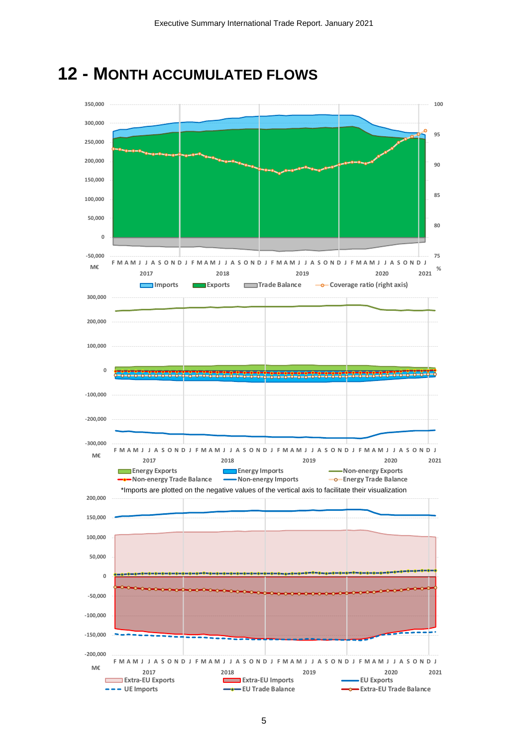# 12 - MONTH ACCUMULATED FLOWS

350,000
300,000
250,000
200,000
150,000
100,000
50,000
0
-50,000
M€

100
95
90
85
80
75
%

F M A M J J A S O N D J F M A M J J A S O N D J F M A M J J A S O N D J F M A M J J A S O N D J
2017 2018 2019 2020 2021

Imports | Exports | Trade Balance | Coverage ratio (right axis)

300,000
200,000
100,000
0
-100,000
-200,000
-300,000
M€

F M A M J J A S O N D J F M A M J J A S O N D J F M A M J J A S O N D J F M A M J J A S O N D J
2017 2018 2019 2020 2021

Energy Exports | Energy Imports | Non-energy Exports
Non-energy Trade Balance | Non-energy Imports | Energy Trade Balance

*Imports are plotted on the negative values of the vertical axis to facilitate their visualization

200,000
150,000
100,000
50,000
0
-50,000
-100,000
-150,000
-200,000
M€

F M A M J J A S O N D J F M A M J J A S O N D J F M A M J J A S O N D J F M A M J J A S O N D J
2017 2018 2019 2020 2021

Extra-EU Exports | Extra-EU Imports | EU Exports
UE Imports | EU Trade Balance | Extra-EU Trade Balance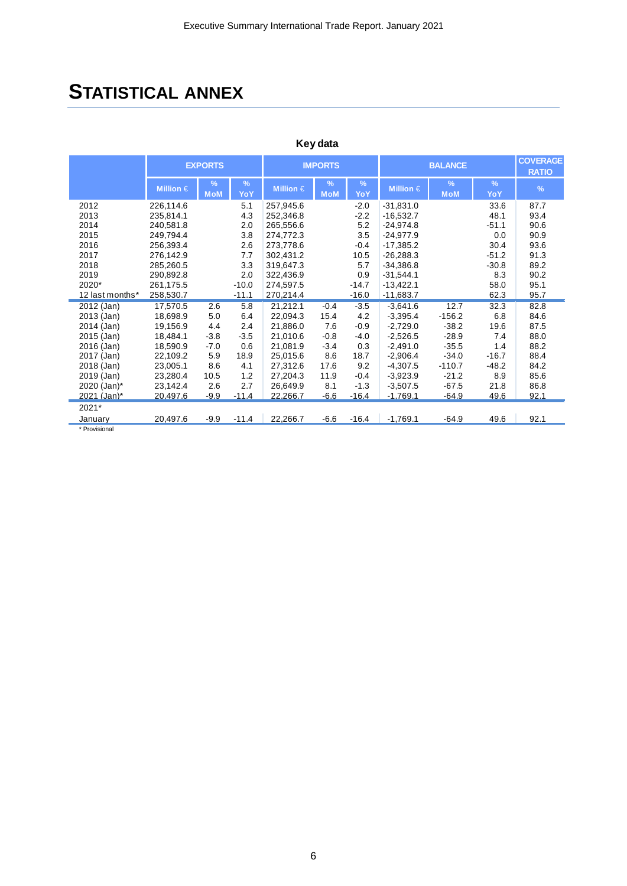# STATISTICAL ANNEX

**Key data**

| | EXPORTS | | | IMPORTS | | | BALANCE | | | COVERAGE RATIO |
|---|---|---|---|---|---|---|---|---|---|---|
| | Million € | % MoM | % YoY | Million € | % MoM | % YoY | Million € | % MoM | % YoY | % |
| 2012 | 226,114.6 | | 5.1 | 257,945.6 | | -2.0 | -31,831.0 | | 33.6 | 87.7 |
| 2013 | 235,814.1 | | 4.3 | 252,346.8 | | -2.2 | -16,532.7 | | 48.1 | 93.4 |
| 2014 | 240,581.8 | | 2.0 | 265,556.6 | | 5.2 | -24,974.8 | | -51.1 | 90.6 |
| 2015 | 249,794.4 | | 3.8 | 274,772.3 | | 3.5 | -24,977.9 | | 0.0 | 90.9 |
| 2016 | 256,393.4 | | 2.6 | 273,778.6 | | -0.4 | -17,385.2 | | 30.4 | 93.6 |
| 2017 | 276,142.9 | | 7.7 | 302,431.2 | | 10.5 | -26,288.3 | | -51.2 | 91.3 |
| 2018 | 285,260.5 | | 3.3 | 319,647.3 | | 5.7 | -34,386.8 | | -30.8 | 89.2 |
| 2019 | 290,892.8 | | 2.0 | 322,436.9 | | 0.9 | -31,544.1 | | 8.3 | 90.2 |
| 2020* | 261,175.5 | | -10.0 | 274,597.5 | | -14.7 | -13,422.1 | | 58.0 | 95.1 |
| 12 last months* | 258,530.7 | | -11.1 | 270,214.4 | | -16.0 | -11,683.7 | | 62.3 | 95.7 |
| 2012 (Jan) | 17,570.5 | 2.6 | 5.8 | 21,212.1 | -0.4 | -3.5 | -3,641.6 | 12.7 | 32.3 | 82.8 |
| 2013 (Jan) | 18,698.9 | 5.0 | 6.4 | 22,094.3 | 15.4 | 4.2 | -3,395.4 | -156.2 | 6.8 | 84.6 |
| 2014 (Jan) | 19,156.9 | 4.4 | 2.4 | 21,886.0 | 7.6 | -0.9 | -2,729.0 | -38.2 | 19.6 | 87.5 |
| 2015 (Jan) | 18,484.1 | -3.8 | -3.5 | 21,010.6 | -0.8 | -4.0 | -2,526.5 | -28.9 | 7.4 | 88.0 |
| 2016 (Jan) | 18,590.9 | -7.0 | 0.6 | 21,081.9 | -3.4 | 0.3 | -2,491.0 | -35.5 | 1.4 | 88.2 |
| 2017 (Jan) | 22,109.2 | 5.9 | 18.9 | 25,015.6 | 8.6 | 18.7 | -2,906.4 | -34.0 | -16.7 | 88.4 |
| 2018 (Jan) | 23,005.1 | 8.6 | 4.1 | 27,312.6 | 17.6 | 9.2 | -4,307.5 | -110.7 | -48.2 | 84.2 |
| 2019 (Jan) | 23,280.4 | 10.5 | 1.2 | 27,204.3 | 11.9 | -0.4 | -3,923.9 | -21.2 | 8.9 | 85.6 |
| 2020 (Jan)* | 23,142.4 | 2.6 | 2.7 | 26,649.9 | 8.1 | -1.3 | -3,507.5 | -67.5 | 21.8 | 86.8 |
| 2021 (Jan)* | 20,497.6 | -9.9 | -11.4 | 22,266.7 | -6.6 | -16.4 | -1,769.1 | -64.9 | 49.6 | 92.1 |
| 2021* | | | | | | | | | | |
| January | 20,497.6 | -9.9 | -11.4 | 22,266.7 | -6.6 | -16.4 | -1,769.1 | -64.9 | 49.6 | 92.1 |

\* Provisional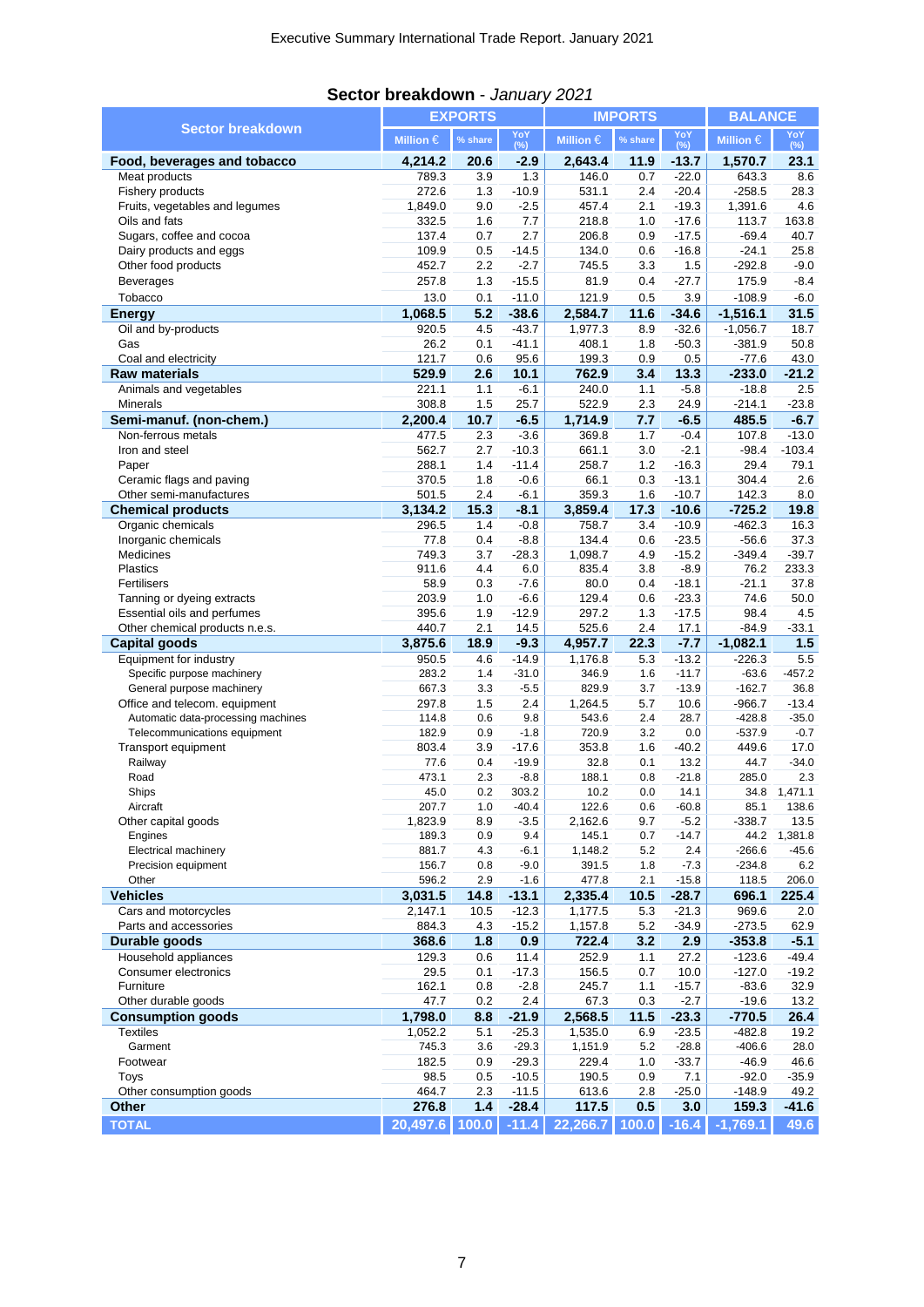## **Sector breakdown** - *January 2021*

| Sector breakdown | EXPORTS | | | IMPORTS | | | BALANCE | |
|---|---|---|---|---|---|---|---|---|
| | Million € | % share | YoY (%) | Million € | % share | YoY (%) | Million € | YoY (%) |
| **Food, beverages and tobacco** | **4,214.2** | **20.6** | **-2.9** | **2,643.4** | **11.9** | **-13.7** | **1,570.7** | **23.1** |
| Meat products | 789.3 | 3.9 | 1.3 | 146.0 | 0.7 | -22.0 | 643.3 | 8.6 |
| Fishery products | 272.6 | 1.3 | -10.9 | 531.1 | 2.4 | -20.4 | -258.5 | 28.3 |
| Fruits, vegetables and legumes | 1,849.0 | 9.0 | -2.5 | 457.4 | 2.1 | -19.3 | 1,391.6 | 4.6 |
| Oils and fats | 332.5 | 1.6 | 7.7 | 218.8 | 1.0 | -17.6 | 113.7 | 163.8 |
| Sugars, coffee and cocoa | 137.4 | 0.7 | 2.7 | 206.8 | 0.9 | -17.5 | -69.4 | 40.7 |
| Dairy products and eggs | 109.9 | 0.5 | -14.5 | 134.0 | 0.6 | -16.8 | -24.1 | 25.8 |
| Other food products | 452.7 | 2.2 | -2.7 | 745.5 | 3.3 | 1.5 | -292.8 | -9.0 |
| Beverages | 257.8 | 1.3 | -15.5 | 81.9 | 0.4 | -27.7 | 175.9 | -8.4 |
| Tobacco | 13.0 | 0.1 | -11.0 | 121.9 | 0.5 | 3.9 | -108.9 | -6.0 |
| **Energy** | **1,068.5** | **5.2** | **-38.6** | **2,584.7** | **11.6** | **-34.6** | **-1,516.1** | **31.5** |
| Oil and by-products | 920.5 | 4.5 | -43.7 | 1,977.3 | 8.9 | -32.6 | -1,056.7 | 18.7 |
| Gas | 26.2 | 0.1 | -41.1 | 408.1 | 1.8 | -50.3 | -381.9 | 50.8 |
| Coal and electricity | 121.7 | 0.6 | 95.6 | 199.3 | 0.9 | 0.5 | -77.6 | 43.0 |
| **Raw materials** | **529.9** | **2.6** | **10.1** | **762.9** | **3.4** | **13.3** | **-233.0** | **-21.2** |
| Animals and vegetables | 221.1 | 1.1 | -6.1 | 240.0 | 1.1 | -5.8 | -18.8 | 2.5 |
| Minerals | 308.8 | 1.5 | 25.7 | 522.9 | 2.3 | 24.9 | -214.1 | -23.8 |
| **Semi-manuf. (non-chem.)** | **2,200.4** | **10.7** | **-6.5** | **1,714.9** | **7.7** | **-6.5** | **485.5** | **-6.7** |
| Non-ferrous metals | 477.5 | 2.3 | -3.6 | 369.8 | 1.7 | -0.4 | 107.8 | -13.0 |
| Iron and steel | 562.7 | 2.7 | -10.3 | 661.1 | 3.0 | -2.1 | -98.4 | -103.4 |
| Paper | 288.1 | 1.4 | -11.4 | 258.7 | 1.2 | -16.3 | 29.4 | 79.1 |
| Ceramic flags and paving | 370.5 | 1.8 | -0.6 | 66.1 | 0.3 | -13.1 | 304.4 | 2.6 |
| Other semi-manufactures | 501.5 | 2.4 | -6.1 | 359.3 | 1.6 | -10.7 | 142.3 | 8.0 |
| **Chemical products** | **3,134.2** | **15.3** | **-8.1** | **3,859.4** | **17.3** | **-10.6** | **-725.2** | **19.8** |
| Organic chemicals | 296.5 | 1.4 | -0.8 | 758.7 | 3.4 | -10.9 | -462.3 | 16.3 |
| Inorganic chemicals | 77.8 | 0.4 | -8.8 | 134.4 | 0.6 | -23.5 | -56.6 | 37.3 |
| Medicines | 749.3 | 3.7 | -28.3 | 1,098.7 | 4.9 | -15.2 | -349.4 | -39.7 |
| Plastics | 911.6 | 4.4 | 6.0 | 835.4 | 3.8 | -8.9 | 76.2 | 233.3 |
| Fertilisers | 58.9 | 0.3 | -7.6 | 80.0 | 0.4 | -18.1 | -21.1 | 37.8 |
| Tanning or dyeing extracts | 203.9 | 1.0 | -6.6 | 129.4 | 0.6 | -23.3 | 74.6 | 50.0 |
| Essential oils and perfumes | 395.6 | 1.9 | -12.9 | 297.2 | 1.3 | -17.5 | 98.4 | 4.5 |
| Other chemical products n.e.s. | 440.7 | 2.1 | 14.5 | 525.6 | 2.4 | 17.1 | -84.9 | -33.1 |
| **Capital goods** | **3,875.6** | **18.9** | **-9.3** | **4,957.7** | **22.3** | **-7.7** | **-1,082.1** | **1.5** |
| Equipment for industry | 950.5 | 4.6 | -14.9 | 1,176.8 | 5.3 | -13.2 | -226.3 | 5.5 |
| Specific purpose machinery | 283.2 | 1.4 | -31.0 | 346.9 | 1.6 | -11.7 | -63.6 | -457.2 |
| General purpose machinery | 667.3 | 3.3 | -5.5 | 829.9 | 3.7 | -13.9 | -162.7 | 36.8 |
| Office and telecom. equipment | 297.8 | 1.5 | 2.4 | 1,264.5 | 5.7 | 10.6 | -966.7 | -13.4 |
| Automatic data-processing machines | 114.8 | 0.6 | 9.8 | 543.6 | 2.4 | 28.7 | -428.8 | -35.0 |
| Telecommunications equipment | 182.9 | 0.9 | -1.8 | 720.9 | 3.2 | 0.0 | -537.9 | -0.7 |
| Transport equipment | 803.4 | 3.9 | -17.6 | 353.8 | 1.6 | -40.2 | 449.6 | 17.0 |
| Railway | 77.6 | 0.4 | -19.9 | 32.8 | 0.1 | 13.2 | 44.7 | -34.0 |
| Road | 473.1 | 2.3 | -8.8 | 188.1 | 0.8 | -21.8 | 285.0 | 2.3 |
| Ships | 45.0 | 0.2 | 303.2 | 10.2 | 0.0 | 14.1 | 34.8 | 1,471.1 |
| Aircraft | 207.7 | 1.0 | -40.4 | 122.6 | 0.6 | -60.8 | 85.1 | 138.6 |
| Other capital goods | 1,823.9 | 8.9 | -3.5 | 2,162.6 | 9.7 | -5.2 | -338.7 | 13.5 |
| Engines | 189.3 | 0.9 | 9.4 | 145.1 | 0.7 | -14.7 | 44.2 | 1,381.8 |
| Electrical machinery | 881.7 | 4.3 | -6.1 | 1,148.2 | 5.2 | 2.4 | -266.6 | -45.6 |
| Precision equipment | 156.7 | 0.8 | -9.0 | 391.5 | 1.8 | -7.3 | -234.8 | 6.2 |
| Other | 596.2 | 2.9 | -1.6 | 477.8 | 2.1 | -15.8 | 118.5 | 206.0 |
| **Vehicles** | **3,031.5** | **14.8** | **-13.1** | **2,335.4** | **10.5** | **-28.7** | **696.1** | **225.4** |
| Cars and motorcycles | 2,147.1 | 10.5 | -12.3 | 1,177.5 | 5.3 | -21.3 | 969.6 | 2.0 |
| Parts and accessories | 884.3 | 4.3 | -15.2 | 1,157.8 | 5.2 | -34.9 | -273.5 | 62.9 |
| **Durable goods** | **368.6** | **1.8** | **0.9** | **722.4** | **3.2** | **2.9** | **-353.8** | **-5.1** |
| Household appliances | 129.3 | 0.6 | 11.4 | 252.9 | 1.1 | 27.2 | -123.6 | -49.4 |
| Consumer electronics | 29.5 | 0.1 | -17.3 | 156.5 | 0.7 | 10.0 | -127.0 | -19.2 |
| Furniture | 162.1 | 0.8 | -2.8 | 245.7 | 1.1 | -15.7 | -83.6 | 32.9 |
| Other durable goods | 47.7 | 0.2 | 2.4 | 67.3 | 0.3 | -2.7 | -19.6 | 13.2 |
| **Consumption goods** | **1,798.0** | **8.8** | **-21.9** | **2,568.5** | **11.5** | **-23.3** | **-770.5** | **26.4** |
| Textiles | 1,052.2 | 5.1 | -25.3 | 1,535.0 | 6.9 | -23.5 | -482.8 | 19.2 |
| Garment | 745.3 | 3.6 | -29.3 | 1,151.9 | 5.2 | -28.8 | -406.6 | 28.0 |
| Footwear | 182.5 | 0.9 | -29.3 | 229.4 | 1.0 | -33.7 | -46.9 | 46.6 |
| Toys | 98.5 | 0.5 | -10.5 | 190.5 | 0.9 | 7.1 | -92.0 | -35.9 |
| Other consumption goods | 464.7 | 2.3 | -11.5 | 613.6 | 2.8 | -25.0 | -148.9 | 49.2 |
| **Other** | **276.8** | **1.4** | **-28.4** | **117.5** | **0.5** | **3.0** | **159.3** | **-41.6** |
| **TOTAL** | **20,497.6** | **100.0** | **-11.4** | **22,266.7** | **100.0** | **-16.4** | **-1,769.1** | **49.6** |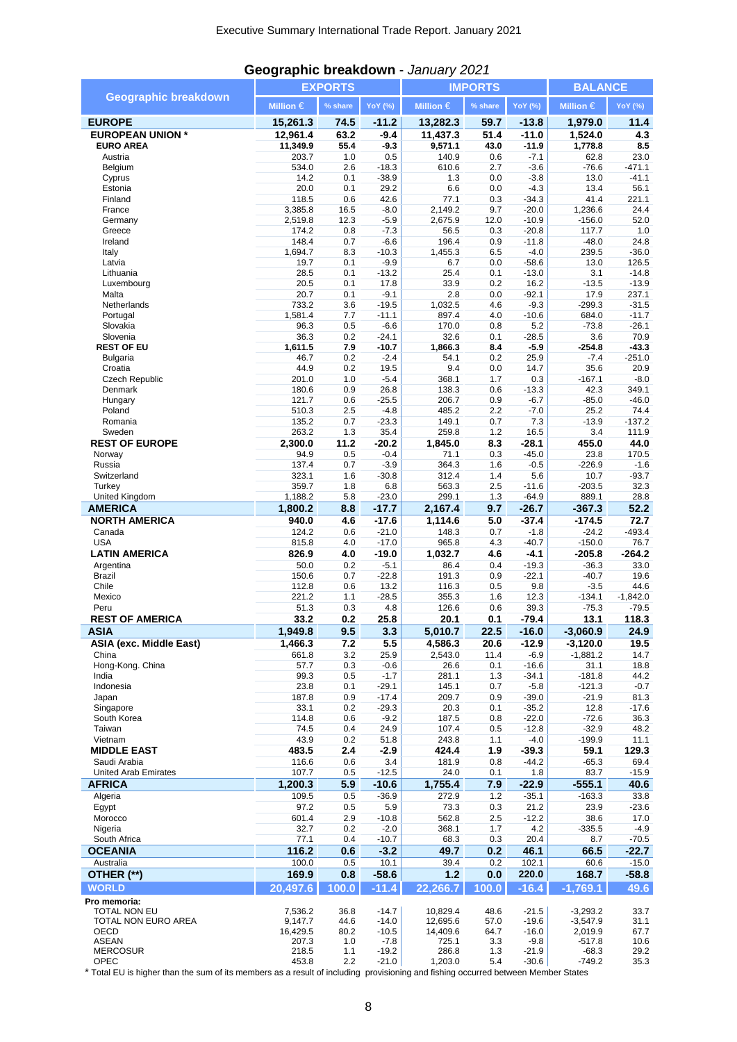## Geographic breakdown - *January 2021*

| Geographic breakdown | EXPORTS | | | IMPORTS | | | BALANCE | |
|---|---|---|---|---|---|---|---|---|
| | Million € | % share | YoY (%) | Million € | % share | YoY (%) | Million € | YoY (%) |
| **EUROPE** | **15,261.3** | **74.5** | **-11.2** | **13,282.3** | **59.7** | **-13.8** | **1,979.0** | **11.4** |
| **EUROPEAN UNION *** | **12,961.4** | **63.2** | **-9.4** | **11,437.3** | **51.4** | **-11.0** | **1,524.0** | **4.3** |
| **EURO AREA** | **11,349.9** | **55.4** | **-9.3** | **9,571.1** | **43.0** | **-11.9** | **1,778.8** | **8.5** |
| Austria | 203.7 | 1.0 | 0.5 | 140.9 | 0.6 | -7.1 | 62.8 | 23.0 |
| Belgium | 534.0 | 2.6 | -18.3 | 610.6 | 2.7 | -3.6 | -76.6 | -471.1 |
| Cyprus | 14.2 | 0.1 | -38.9 | 1.3 | 0.0 | -3.8 | 13.0 | -41.1 |
| Estonia | 20.0 | 0.1 | 29.2 | 6.6 | 0.0 | -4.3 | 13.4 | 56.1 |
| Finland | 118.5 | 0.6 | 42.6 | 77.1 | 0.3 | -34.3 | 41.4 | 221.1 |
| France | 3,385.8 | 16.5 | -8.0 | 2,149.2 | 9.7 | -20.0 | 1,236.6 | 24.4 |
| Germany | 2,519.8 | 12.3 | -5.9 | 2,675.9 | 12.0 | -10.9 | -156.0 | 52.0 |
| Greece | 174.2 | 0.8 | -7.3 | 56.5 | 0.3 | -20.8 | 117.7 | 1.0 |
| Ireland | 148.4 | 0.7 | -6.6 | 196.4 | 0.9 | -11.8 | -48.0 | 24.8 |
| Italy | 1,694.7 | 8.3 | -10.3 | 1,455.3 | 6.5 | -4.0 | 239.5 | -36.0 |
| Latvia | 19.7 | 0.1 | -9.9 | 6.7 | 0.0 | -58.6 | 13.0 | 126.5 |
| Lithuania | 28.5 | 0.1 | -13.2 | 25.4 | 0.1 | -13.0 | 3.1 | -14.8 |
| Luxembourg | 20.5 | 0.1 | 17.8 | 33.9 | 0.2 | 16.2 | -13.5 | -13.9 |
| Malta | 20.7 | 0.1 | -9.1 | 2.8 | 0.0 | -92.1 | 17.9 | 237.1 |
| Netherlands | 733.2 | 3.6 | -19.5 | 1,032.5 | 4.6 | -9.3 | -299.3 | -31.5 |
| Portugal | 1,581.4 | 7.7 | -11.1 | 897.4 | 4.0 | -10.6 | 684.0 | -11.7 |
| Slovakia | 96.3 | 0.5 | -6.6 | 170.0 | 0.8 | 5.2 | -73.8 | -26.1 |
| Slovenia | 36.3 | 0.2 | -24.1 | 32.6 | 0.1 | -28.5 | 3.6 | 70.9 |
| **REST OF EU** | **1,611.5** | **7.9** | **-10.7** | **1,866.3** | **8.4** | **-5.9** | **-254.8** | **-43.3** |
| Bulgaria | 46.7 | 0.2 | -2.4 | 54.1 | 0.2 | 25.9 | -7.4 | -251.0 |
| Croatia | 44.9 | 0.2 | 19.5 | 9.4 | 0.0 | 14.7 | 35.6 | 20.9 |
| Czech Republic | 201.0 | 1.0 | -5.4 | 368.1 | 1.7 | 0.3 | -167.1 | -8.0 |
| Denmark | 180.6 | 0.9 | 26.8 | 138.3 | 0.6 | -13.3 | 42.3 | 349.1 |
| Hungary | 121.7 | 0.6 | -25.5 | 206.7 | 0.9 | -6.7 | -85.0 | -46.0 |
| Poland | 510.3 | 2.5 | -4.8 | 485.2 | 2.2 | -7.0 | 25.2 | 74.4 |
| Romania | 135.2 | 0.7 | -23.3 | 149.1 | 0.7 | 7.3 | -13.9 | -137.2 |
| Sweden | 263.2 | 1.3 | 35.4 | 259.8 | 1.2 | 16.5 | 3.4 | 111.9 |
| **REST OF EUROPE** | **2,300.0** | **11.2** | **-20.2** | **1,845.0** | **8.3** | **-28.1** | **455.0** | **44.0** |
| Norway | 94.9 | 0.5 | -0.4 | 71.1 | 0.3 | -45.0 | 23.8 | 170.5 |
| Russia | 137.4 | 0.7 | -3.9 | 364.3 | 1.6 | -0.5 | -226.9 | -1.6 |
| Switzerland | 323.1 | 1.6 | -30.8 | 312.4 | 1.4 | 5.6 | 10.7 | -93.7 |
| Turkey | 359.7 | 1.8 | 6.8 | 563.3 | 2.5 | -11.6 | -203.5 | 32.3 |
| United Kingdom | 1,188.2 | 5.8 | -23.0 | 299.1 | 1.3 | -64.9 | 889.1 | 28.8 |
| **AMERICA** | **1,800.2** | **8.8** | **-17.7** | **2,167.4** | **9.7** | **-26.7** | **-367.3** | **52.2** |
| **NORTH AMERICA** | **940.0** | **4.6** | **-17.6** | **1,114.6** | **5.0** | **-37.4** | **-174.5** | **72.7** |
| Canada | 124.2 | 0.6 | -21.0 | 148.3 | 0.7 | -1.8 | -24.2 | -493.4 |
| USA | 815.8 | 4.0 | -17.0 | 965.8 | 4.3 | -40.7 | -150.0 | 76.7 |
| **LATIN AMERICA** | **826.9** | **4.0** | **-19.0** | **1,032.7** | **4.6** | **-4.1** | **-205.8** | **-264.2** |
| Argentina | 50.0 | 0.2 | -5.1 | 86.4 | 0.4 | -19.3 | -36.3 | 33.0 |
| Brazil | 150.6 | 0.7 | -22.8 | 191.3 | 0.9 | -22.1 | -40.7 | 19.6 |
| Chile | 112.8 | 0.6 | 13.2 | 116.3 | 0.5 | 9.8 | -3.5 | 44.6 |
| Mexico | 221.2 | 1.1 | -28.5 | 355.3 | 1.6 | 12.3 | -134.1 | -1,842.0 |
| Peru | 51.3 | 0.3 | 4.8 | 126.6 | 0.6 | 39.3 | -75.3 | -79.5 |
| **REST OF AMERICA** | **33.2** | **0.2** | **25.8** | **20.1** | **0.1** | **-79.4** | **13.1** | **118.3** |
| **ASIA** | **1,949.8** | **9.5** | **3.3** | **5,010.7** | **22.5** | **-16.0** | **-3,060.9** | **24.9** |
| **ASIA (exc. Middle East)** | **1,466.3** | **7.2** | **5.5** | **4,586.3** | **20.6** | **-12.9** | **-3,120.0** | **19.5** |
| China | 661.8 | 3.2 | 25.9 | 2,543.0 | 11.4 | -6.9 | -1,881.2 | 14.7 |
| Hong-Kong. China | 57.7 | 0.3 | -0.6 | 26.6 | 0.1 | -16.6 | 31.1 | 18.8 |
| India | 99.3 | 0.5 | -1.7 | 281.1 | 1.3 | -34.1 | -181.8 | 44.2 |
| Indonesia | 23.8 | 0.1 | -29.1 | 145.1 | 0.7 | -5.8 | -121.3 | -0.7 |
| Japan | 187.8 | 0.9 | -17.4 | 209.7 | 0.9 | -39.0 | -21.9 | 81.3 |
| Singapore | 33.1 | 0.2 | -29.3 | 20.3 | 0.1 | -35.2 | 12.8 | -17.6 |
| South Korea | 114.8 | 0.6 | -9.2 | 187.5 | 0.8 | -22.0 | -72.6 | 36.3 |
| Taiwan | 74.5 | 0.4 | 24.9 | 107.4 | 0.5 | -12.8 | -32.9 | 48.2 |
| Vietnam | 43.9 | 0.2 | 51.8 | 243.8 | 1.1 | -4.0 | -199.9 | 11.1 |
| **MIDDLE EAST** | **483.5** | **2.4** | **-2.9** | **424.4** | **1.9** | **-39.3** | **59.1** | **129.3** |
| Saudi Arabia | 116.6 | 0.6 | 3.4 | 181.9 | 0.8 | -44.2 | -65.3 | 69.4 |
| United Arab Emirates | 107.7 | 0.5 | -12.5 | 24.0 | 0.1 | 1.8 | 83.7 | -15.9 |
| **AFRICA** | **1,200.3** | **5.9** | **-10.6** | **1,755.4** | **7.9** | **-22.9** | **-555.1** | **40.6** |
| Algeria | 109.5 | 0.5 | -36.9 | 272.9 | 1.2 | -35.1 | -163.3 | 33.8 |
| Egypt | 97.2 | 0.5 | 5.9 | 73.3 | 0.3 | 21.2 | 23.9 | -23.6 |
| Morocco | 601.4 | 2.9 | -10.8 | 562.8 | 2.5 | -12.2 | 38.6 | 17.0 |
| Nigeria | 32.7 | 0.2 | -2.0 | 368.1 | 1.7 | 4.2 | -335.5 | -4.9 |
| South Africa | 77.1 | 0.4 | -10.7 | 68.3 | 0.3 | 20.4 | 8.7 | -70.5 |
| **OCEANIA** | **116.2** | **0.6** | **-3.2** | **49.7** | **0.2** | **46.1** | **66.5** | **-22.7** |
| Australia | 100.0 | 0.5 | 10.1 | 39.4 | 0.2 | 102.1 | 60.6 | -15.0 |
| **OTHER (**)** | **169.9** | **0.8** | **-58.6** | **1.2** | **0.0** | **220.0** | **168.7** | **-58.8** |
| **WORLD** | **20,497.6** | **100.0** | **-11.4** | **22,266.7** | **100.0** | **-16.4** | **-1,769.1** | **49.6** |
| **Pro memoria:** | | | | | | | | |
| TOTAL NON EU | 7,536.2 | 36.8 | -14.7 | 10,829.4 | 48.6 | -21.5 | -3,293.2 | 33.7 |
| TOTAL NON EURO AREA | 9,147.7 | 44.6 | -14.0 | 12,695.6 | 57.0 | -19.6 | -3,547.9 | 31.1 |
| OECD | 16,429.5 | 80.2 | -10.5 | 14,409.6 | 64.7 | -16.0 | 2,019.9 | 67.7 |
| ASEAN | 207.3 | 1.0 | -7.8 | 725.1 | 3.3 | -9.8 | -517.8 | 10.6 |
| MERCOSUR | 218.5 | 1.1 | -19.2 | 286.8 | 1.3 | -21.9 | -68.3 | 29.2 |
| OPEC | 453.8 | 2.2 | -21.0 | 1,203.0 | 5.4 | -30.6 | -749.2 | 35.3 |

* Total EU is higher than the sum of its members as a result of including provisioning and fishing occurred between Member States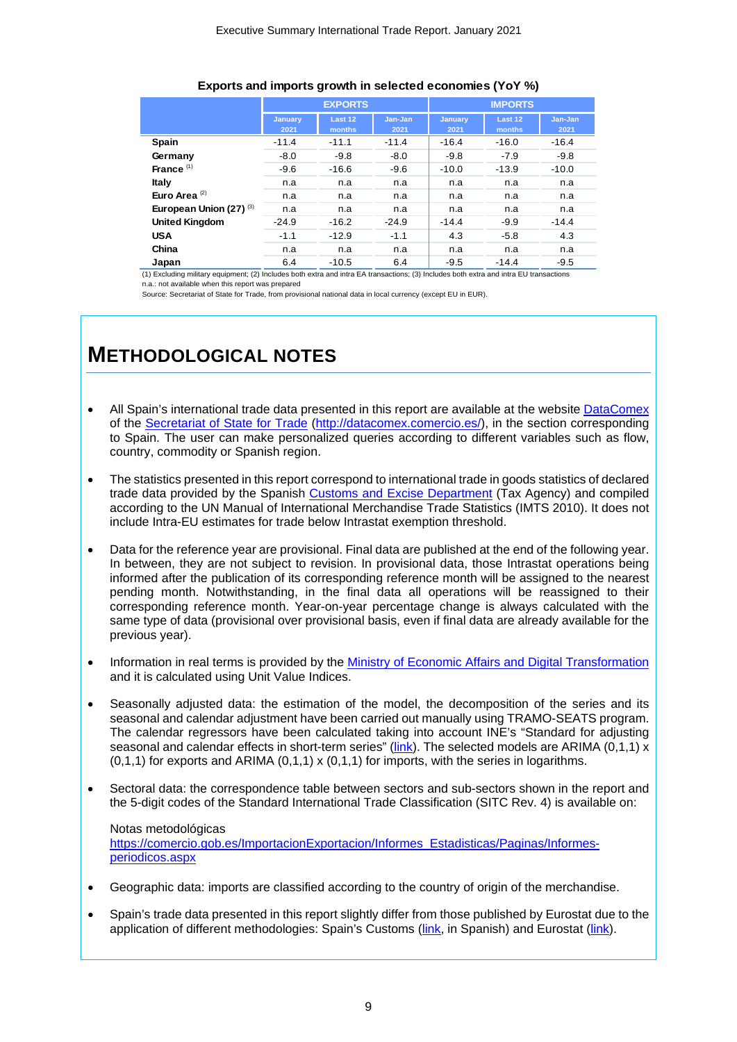**Exports and imports growth in selected economies (YoY %)**

| | EXPORTS | | | IMPORTS | | |
|---|---|---|---|---|---|---|
| | January 2021 | Last 12 months | Jan-Jan 2021 | January 2021 | Last 12 months | Jan-Jan 2021 |
| **Spain** | -11.4 | -11.1 | -11.4 | -16.4 | -16.0 | -16.4 |
| **Germany** | -8.0 | -9.8 | -8.0 | -9.8 | -7.9 | -9.8 |
| **France** [(1)] | -9.6 | -16.6 | -9.6 | -10.0 | -13.9 | -10.0 |
| **Italy** | n.a | n.a | n.a | n.a | n.a | n.a |
| **Euro Area** [(2)] | n.a | n.a | n.a | n.a | n.a | n.a |
| **European Union (27)** [(3)] | n.a | n.a | n.a | n.a | n.a | n.a |
| **United Kingdom** | -24.9 | -16.2 | -24.9 | -14.4 | -9.9 | -14.4 |
| **USA** | -1.1 | -12.9 | -1.1 | 4.3 | -5.8 | 4.3 |
| **China** | n.a | n.a | n.a | n.a | n.a | n.a |
| **Japan** | 6.4 | -10.5 | 6.4 | -9.5 | -14.4 | -9.5 |

(1) Excluding military equipment; (2) Includes both extra and intra EA transactions; (3) Includes both extra and intra EU transactions
n.a.: not available when this report was prepared

Source: Secretariat of State for Trade, from provisional national data in local currency (except EU in EUR).

# METHODOLOGICAL NOTES

- All Spain's international trade data presented in this report are available at the website DataComex of the Secretariat of State for Trade (http://datacomex.comercio.es/), in the section corresponding to Spain. The user can make personalized queries according to different variables such as flow, country, commodity or Spanish region.

- The statistics presented in this report correspond to international trade in goods statistics of declared trade data provided by the Spanish Customs and Excise Department (Tax Agency) and compiled according to the UN Manual of International Merchandise Trade Statistics (IMTS 2010). It does not include Intra-EU estimates for trade below Intrastat exemption threshold.

- Data for the reference year are provisional. Final data are published at the end of the following year. In between, they are not subject to revision. In provisional data, those Intrastat operations being informed after the publication of its corresponding reference month will be assigned to the nearest pending month. Notwithstanding, in the final data all operations will be reassigned to their corresponding reference month. Year-on-year percentage change is always calculated with the same type of data (provisional over provisional basis, even if final data are already available for the previous year).

- Information in real terms is provided by the Ministry of Economic Affairs and Digital Transformation and it is calculated using Unit Value Indices.

- Seasonally adjusted data: the estimation of the model, the decomposition of the series and its seasonal and calendar adjustment have been carried out manually using TRAMO-SEATS program. The calendar regressors have been calculated taking into account INE's "Standard for adjusting seasonal and calendar effects in short-term series" (link). The selected models are ARIMA (0,1,1) x (0,1,1) for exports and ARIMA (0,1,1) x (0,1,1) for imports, with the series in logarithms.

- Sectoral data: the correspondence table between sectors and sub-sectors shown in the report and the 5-digit codes of the Standard International Trade Classification (SITC Rev. 4) is available on:

  Notas metodológicas
  https://comercio.gob.es/ImportacionExportacion/Informes_Estadisticas/Paginas/Informes-periodicos.aspx

- Geographic data: imports are classified according to the country of origin of the merchandise.

- Spain's trade data presented in this report slightly differ from those published by Eurostat due to the application of different methodologies: Spain's Customs (link, in Spanish) and Eurostat (link).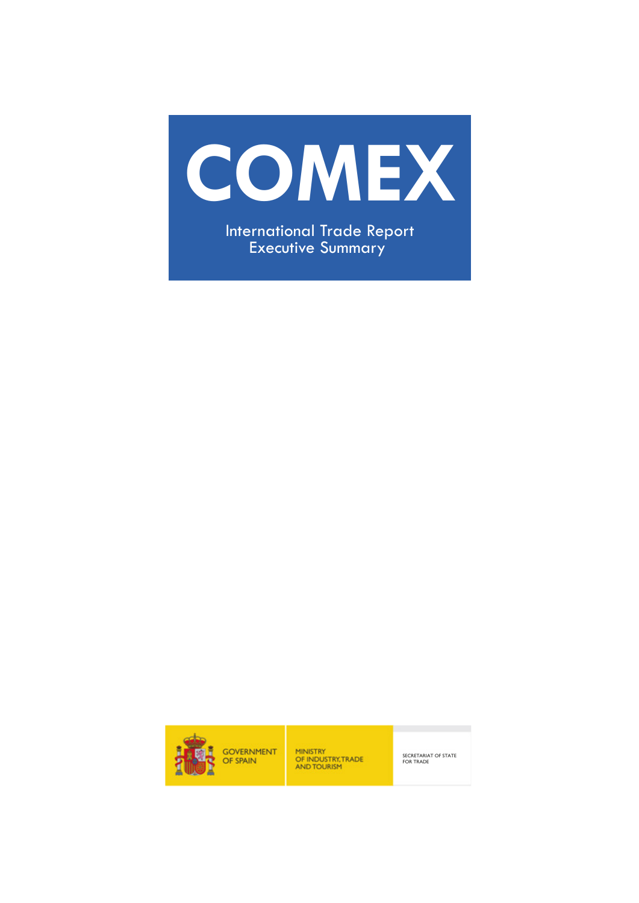# COMEX

International Trade Report
Executive Summary

GOVERNMENT OF SPAIN

MINISTRY OF INDUSTRY, TRADE AND TOURISM

SECRETARIAT OF STATE FOR TRADE